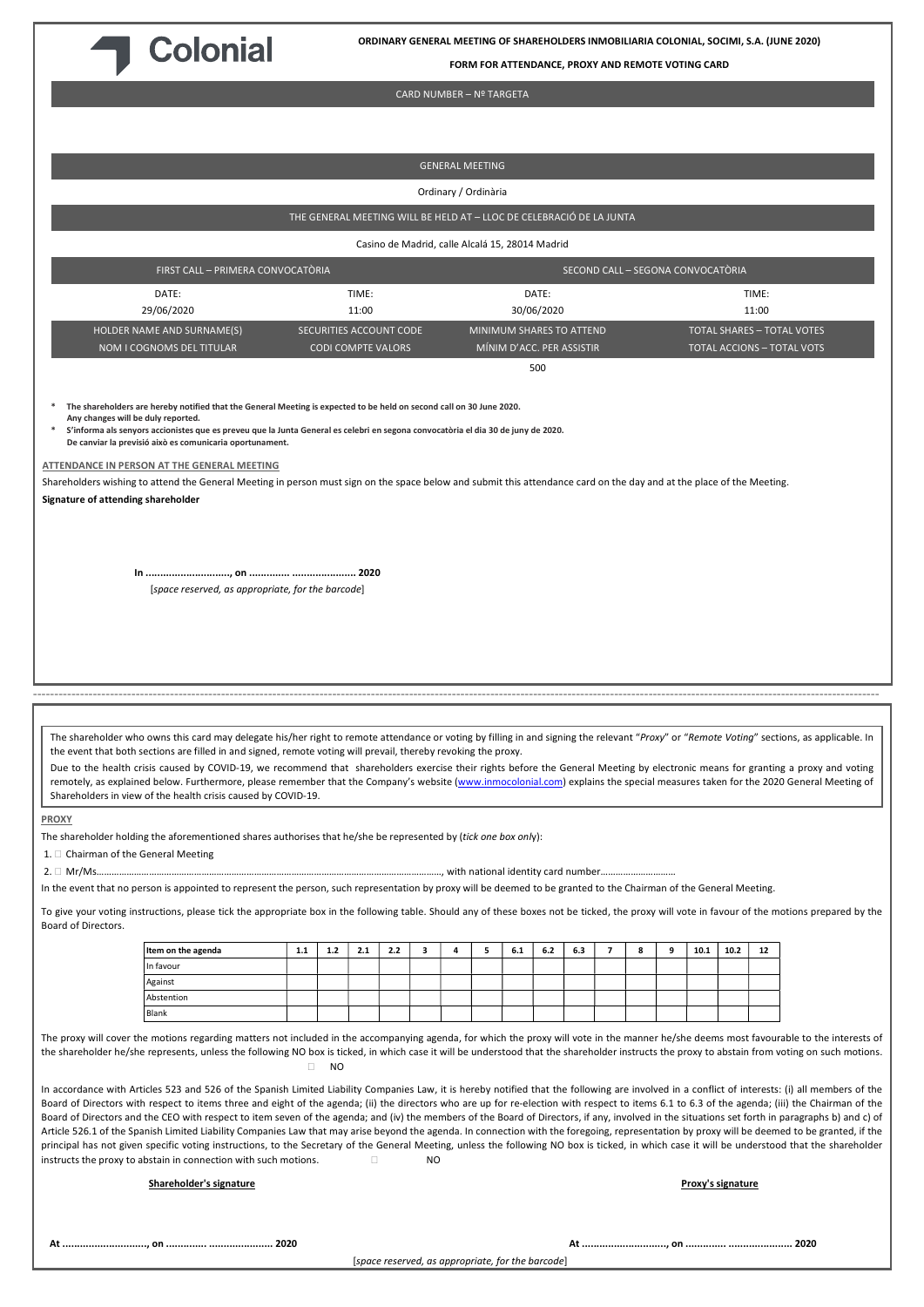**Colonial**

**ORDINARY GENERAL MEETING OF SHAREHOLDERS INMOBILIARIA COLONIAL, SOCIMI, S.A. (JUNE 2020)**

**FORM FOR ATTENDANCE, PROXY AND REMOTE VOTING CARD**

CARD NUMBER – Nº TARGETA

GENERAL MEETING

Ordinary / Ordinària

THE GENERAL MEETING WILL BE HELD AT – LLOC DE CELEBRACIÓ DE LA JUNTA

Casino de Madrid, calle Alcalá 15, 28014 Madrid

| FIRST CALL – PRIMERA CONVOCATÒRIA | | SECOND CALL – SEGONA CONVOCATÒRIA | |
|---|---|---|---|
| DATE: | TIME: | DATE: | TIME: |
| 29/06/2020 | 11:00 | 30/06/2020 | 11:00 |
| HOLDER NAME AND SURNAME(S) NOM I COGNOMS DEL TITULAR | SECURITIES ACCOUNT CODE CODI COMPTE VALORS | MINIMUM SHARES TO ATTEND MÍNIM D'ACC. PER ASSISTIR | TOTAL SHARES – TOTAL VOTES TOTAL ACCIONS – TOTAL VOTS |
| | | 500 | |

\* **The shareholders are hereby notified that the General Meeting is expected to be held on second call on 30 June 2020. Any changes will be duly reported.**

\* **S'informa als senyors accionistes que es preveu que la Junta General es celebri en segona convocatòria el dia 30 de juny de 2020. De canviar la previsió això es comunicaria oportunament.**

**ATTENDANCE IN PERSON AT THE GENERAL MEETING**

Shareholders wishing to attend the General Meeting in person must sign on the space below and submit this attendance card on the day and at the place of the Meeting.

**Signature of attending shareholder**

**In ............................, on .............. ...................... 2020**

[*space reserved, as appropriate, for the barcode*]

---

The shareholder who owns this card may delegate his/her right to remote attendance or voting by filling in and signing the relevant "*Proxy*" or "*Remote Voting*" sections, as applicable. In the event that both sections are filled in and signed, remote voting will prevail, thereby revoking the proxy.

Due to the health crisis caused by COVID-19, we recommend that shareholders exercise their rights before the General Meeting by electronic means for granting a proxy and voting remotely, as explained below. Furthermore, please remember that the Company's website (www.inmocolonial.com) explains the special measures taken for the 2020 General Meeting of Shareholders in view of the health crisis caused by COVID-19.

**PROXY**

The shareholder holding the aforementioned shares authorises that he/she be represented by (*tick one box only*):

1. ☐ Chairman of the General Meeting
2. ☐ Mr/Ms……………………………………………………………………………………………………………………, with national identity card number…………………………

In the event that no person is appointed to represent the person, such representation by proxy will be deemed to be granted to the Chairman of the General Meeting.

To give your voting instructions, please tick the appropriate box in the following table. Should any of these boxes not be ticked, the proxy will vote in favour of the motions prepared by the Board of Directors.

| Item on the agenda | 1.1 | 1.2 | 2.1 | 2.2 | 3 | 4 | 5 | 6.1 | 6.2 | 6.3 | 7 | 8 | 9 | 10.1 | 10.2 | 12 |
|---|---|---|---|---|---|---|---|---|---|---|---|---|---|---|---|---|
| In favour | | | | | | | | | | | | | | | | |
| Against | | | | | | | | | | | | | | | | |
| Abstention | | | | | | | | | | | | | | | | |
| Blank | | | | | | | | | | | | | | | | |

The proxy will cover the motions regarding matters not included in the accompanying agenda, for which the proxy will vote in the manner he/she deems most favourable to the interests of the shareholder he/she represents, unless the following NO box is ticked, in which case it will be understood that the shareholder instructs the proxy to abstain from voting on such motions. ☐ NO

In accordance with Articles 523 and 526 of the Spanish Limited Liability Companies Law, it is hereby notified that the following are involved in a conflict of interests: (i) all members of the Board of Directors with respect to items three and eight of the agenda; (ii) the directors who are up for re-election with respect to items 6.1 to 6.3 of the agenda; (iii) the Chairman of the Board of Directors and the CEO with respect to item seven of the agenda; and (iv) the members of the Board of Directors, if any, involved in the situations set forth in paragraphs b) and c) of Article 526.1 of the Spanish Limited Liability Companies Law that may arise beyond the agenda. In connection with the foregoing, representation by proxy will be deemed to be granted, if the principal has not given specific voting instructions, to the Secretary of the General Meeting, unless the following NO box is ticked, in which case it will be understood that the shareholder instructs the proxy to abstain in connection with such motions. ☐ NO

**Shareholder's signature** **Proxy's signature**

**At ............................, on .............. ...................... 2020** **At ............................, on .............. ...................... 2020**

[*space reserved, as appropriate, for the barcode*]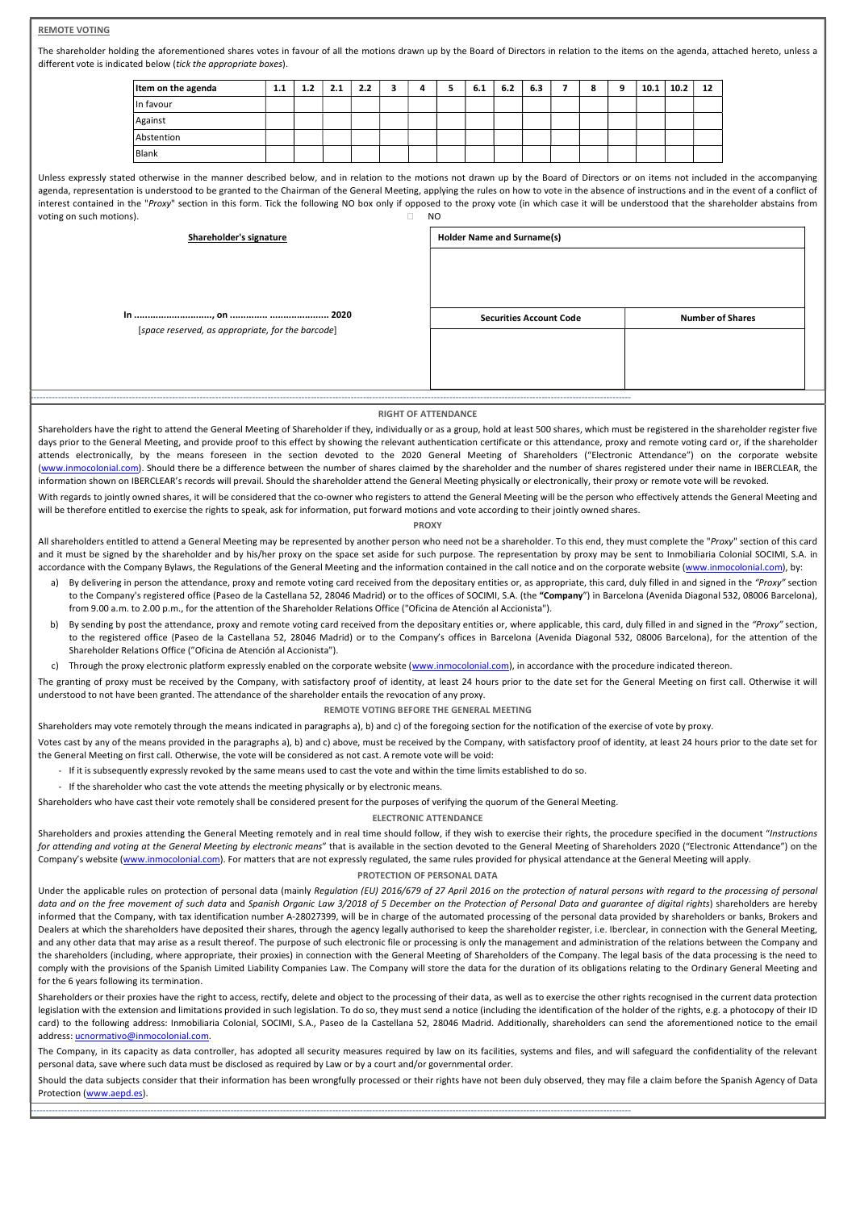**REMOTE VOTING**

The shareholder holding the aforementioned shares votes in favour of all the motions drawn up by the Board of Directors in relation to the items on the agenda, attached hereto, unless a different vote is indicated below (*tick the appropriate boxes*).

| Item on the agenda | 1.1 | 1.2 | 2.1 | 2.2 | 3 | 4 | 5 | 6.1 | 6.2 | 6.3 | 7 | 8 | 9 | 10.1 | 10.2 | 12 |
|---|---|---|---|---|---|---|---|---|---|---|---|---|---|---|---|---|
| In favour | | | | | | | | | | | | | | | | |
| Against | | | | | | | | | | | | | | | | |
| Abstention | | | | | | | | | | | | | | | | |
| Blank | | | | | | | | | | | | | | | | |

Unless expressly stated otherwise in the manner described below, and in relation to the motions not drawn up by the Board of Directors or on items not included in the accompanying agenda, representation is understood to be granted to the Chairman of the General Meeting, applying the rules on how to vote in the absence of instructions and in the event of a conflict of interest contained in the "*Proxy*" section in this form. Tick the following NO box only if opposed to the proxy vote (in which case it will be understood that the shareholder abstains from voting on such motions). ☐ NO

**Shareholder's signature**

In ............................, on ............. ..................... 2020

[*space reserved, as appropriate, for the barcode*]

| Holder Name and Surname(s) | |
|---|---|
| | |
| **Securities Account Code** | **Number of Shares** |
| | |

**RIGHT OF ATTENDANCE**

Shareholders have the right to attend the General Meeting of Shareholder if they, individually or as a group, hold at least 500 shares, which must be registered in the shareholder register five days prior to the General Meeting, and provide proof to this effect by showing the relevant authentication certificate or this attendance, proxy and remote voting card or, if the shareholder attends electronically, by the means foreseen in the section devoted to the 2020 General Meeting of Shareholders ("Electronic Attendance") on the corporate website (www.inmocolonial.com). Should there be a difference between the number of shares claimed by the shareholder and the number of shares registered under their name in IBERCLEAR, the information shown on IBERCLEAR's records will prevail. Should the shareholder attend the General Meeting physically or electronically, their proxy or remote vote will be revoked.

With regards to jointly owned shares, it will be considered that the co-owner who registers to attend the General Meeting will be the person who effectively attends the General Meeting and will be therefore entitled to exercise the rights to speak, ask for information, put forward motions and vote according to their jointly owned shares.

**PROXY**

All shareholders entitled to attend a General Meeting may be represented by another person who need not be a shareholder. To this end, they must complete the "*Proxy*" section of this card and it must be signed by the shareholder and by his/her proxy on the space set aside for such purpose. The representation by proxy may be sent to Inmobiliaria Colonial SOCIMI, S.A. in accordance with the Company Bylaws, the Regulations of the General Meeting and the information contained in the call notice and on the corporate website (www.inmocolonial.com), by:

a) By delivering in person the attendance, proxy and remote voting card received from the depositary entities or, as appropriate, this card, duly filled in and signed in the *"Proxy"* section to the Company's registered office (Paseo de la Castellana 52, 28046 Madrid) or to the offices of SOCIMI, S.A. (the **"Company"**) in Barcelona (Avenida Diagonal 532, 08006 Barcelona), from 9.00 a.m. to 2.00 p.m., for the attention of the Shareholder Relations Office ("Oficina de Atención al Accionista").

b) By sending by post the attendance, proxy and remote voting card received from the depositary entities or, where applicable, this card, duly filled in and signed in the *"Proxy"* section, to the registered office (Paseo de la Castellana 52, 28046 Madrid) or to the Company's offices in Barcelona (Avenida Diagonal 532, 08006 Barcelona), for the attention of the Shareholder Relations Office ("Oficina de Atención al Accionista").

c) Through the proxy electronic platform expressly enabled on the corporate website (www.inmocolonial.com), in accordance with the procedure indicated thereon.

The granting of proxy must be received by the Company, with satisfactory proof of identity, at least 24 hours prior to the date set for the General Meeting on first call. Otherwise it will understood to not have been granted. The attendance of the shareholder entails the revocation of any proxy.

**REMOTE VOTING BEFORE THE GENERAL MEETING**

Shareholders may vote remotely through the means indicated in paragraphs a), b) and c) of the foregoing section for the notification of the exercise of vote by proxy.

Votes cast by any of the means provided in the paragraphs a), b) and c) above, must be received by the Company, with satisfactory proof of identity, at least 24 hours prior to the date set for the General Meeting on first call. Otherwise, the vote will be considered as not cast. A remote vote will be void:

- If it is subsequently expressly revoked by the same means used to cast the vote and within the time limits established to do so.
- If the shareholder who cast the vote attends the meeting physically or by electronic means.

Shareholders who have cast their vote remotely shall be considered present for the purposes of verifying the quorum of the General Meeting.

**ELECTRONIC ATTENDANCE**

Shareholders and proxies attending the General Meeting remotely and in real time should follow, if they wish to exercise their rights, the procedure specified in the document "*Instructions for attending and voting at the General Meeting by electronic means*" that is available in the section devoted to the General Meeting of Shareholders 2020 ("Electronic Attendance") on the Company's website (www.inmocolonial.com). For matters that are not expressly regulated, the same rules provided for physical attendance at the General Meeting will apply.

**PROTECTION OF PERSONAL DATA**

Under the applicable rules on protection of personal data (mainly *Regulation (EU) 2016/679 of 27 April 2016 on the protection of natural persons with regard to the processing of personal data and on the free movement of such data* and *Spanish Organic Law 3/2018 of 5 December on the Protection of Personal Data and guarantee of digital rights*) shareholders are hereby informed that the Company, with tax identification number A-28027399, will be in charge of the automated processing of the personal data provided by shareholders or banks, Brokers and Dealers at which the shareholders have deposited their shares, through the agency legally authorised to keep the shareholder register, i.e. Iberclear, in connection with the General Meeting, and any other data that may arise as a result thereof. The purpose of such electronic file or processing is only the management and administration of the relations between the Company and the shareholders (including, where appropriate, their proxies) in connection with the General Meeting of Shareholders of the Company. The legal basis of the data processing is the need to comply with the provisions of the Spanish Limited Liability Companies Law. The Company will store the data for the duration of its obligations relating to the Ordinary General Meeting and for the 6 years following its termination.

Shareholders or their proxies have the right to access, rectify, delete and object to the processing of their data, as well as to exercise the other rights recognised in the current data protection legislation with the extension and limitations provided in such legislation. To do so, they must send a notice (including the identification of the holder of the rights, e.g. a photocopy of their ID card) to the following address: Inmobiliaria Colonial, SOCIMI, S.A., Paseo de la Castellana 52, 28046 Madrid. Additionally, shareholders can send the aforementioned notice to the email address: ucnormativo@inmocolonial.com.

The Company, in its capacity as data controller, has adopted all security measures required by law on its facilities, systems and files, and will safeguard the confidentiality of the relevant personal data, save where such data must be disclosed as required by Law or by a court and/or governmental order.

Should the data subjects consider that their information has been wrongfully processed or their rights have not been duly observed, they may file a claim before the Spanish Agency of Data Protection (www.aepd.es).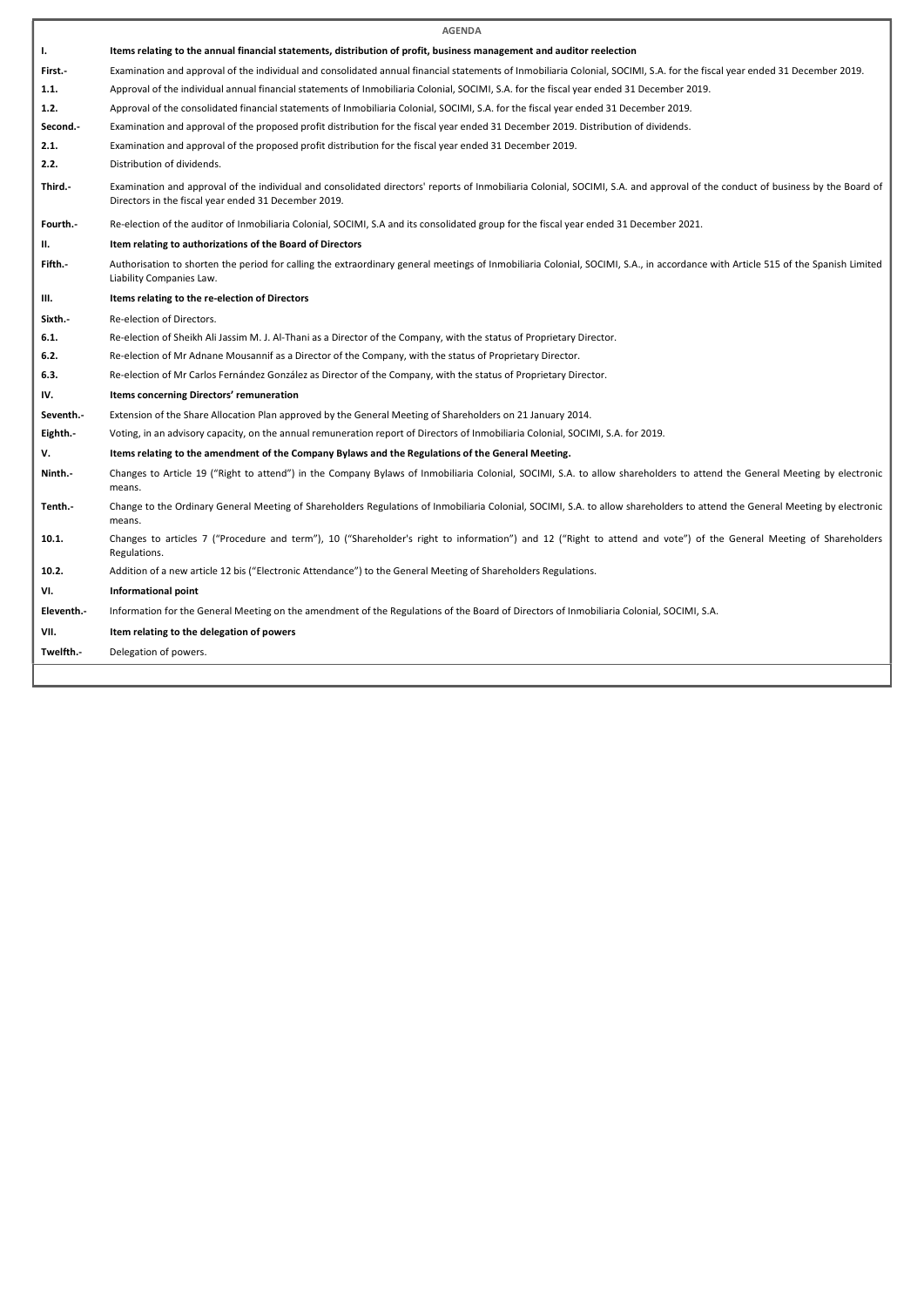## AGENDA

| | |
|---|---|
| **I.** | **Items relating to the annual financial statements, distribution of profit, business management and auditor reelection** |
| **First.-** | Examination and approval of the individual and consolidated annual financial statements of Inmobiliaria Colonial, SOCIMI, S.A. for the fiscal year ended 31 December 2019. |
| **1.1.** | Approval of the individual annual financial statements of Inmobiliaria Colonial, SOCIMI, S.A. for the fiscal year ended 31 December 2019. |
| **1.2.** | Approval of the consolidated financial statements of Inmobiliaria Colonial, SOCIMI, S.A. for the fiscal year ended 31 December 2019. |
| **Second.-** | Examination and approval of the proposed profit distribution for the fiscal year ended 31 December 2019. Distribution of dividends. |
| **2.1.** | Examination and approval of the proposed profit distribution for the fiscal year ended 31 December 2019. |
| **2.2.** | Distribution of dividends. |
| **Third.-** | Examination and approval of the individual and consolidated directors' reports of Inmobiliaria Colonial, SOCIMI, S.A. and approval of the conduct of business by the Board of Directors in the fiscal year ended 31 December 2019. |
| **Fourth.-** | Re-election of the auditor of Inmobiliaria Colonial, SOCIMI, S.A and its consolidated group for the fiscal year ended 31 December 2021. |
| **II.** | **Item relating to authorizations of the Board of Directors** |
| **Fifth.-** | Authorisation to shorten the period for calling the extraordinary general meetings of Inmobiliaria Colonial, SOCIMI, S.A., in accordance with Article 515 of the Spanish Limited Liability Companies Law. |
| **III.** | **Items relating to the re-election of Directors** |
| **Sixth.-** | Re-election of Directors. |
| **6.1.** | Re-election of Sheikh Ali Jassim M. J. Al-Thani as a Director of the Company, with the status of Proprietary Director. |
| **6.2.** | Re-election of Mr Adnane Mousannif as a Director of the Company, with the status of Proprietary Director. |
| **6.3.** | Re-election of Mr Carlos Fernández González as Director of the Company, with the status of Proprietary Director. |
| **IV.** | **Items concerning Directors' remuneration** |
| **Seventh.-** | Extension of the Share Allocation Plan approved by the General Meeting of Shareholders on 21 January 2014. |
| **Eighth.-** | Voting, in an advisory capacity, on the annual remuneration report of Directors of Inmobiliaria Colonial, SOCIMI, S.A. for 2019. |
| **V.** | **Items relating to the amendment of the Company Bylaws and the Regulations of the General Meeting.** |
| **Ninth.-** | Changes to Article 19 ("Right to attend") in the Company Bylaws of Inmobiliaria Colonial, SOCIMI, S.A. to allow shareholders to attend the General Meeting by electronic means. |
| **Tenth.-** | Change to the Ordinary General Meeting of Shareholders Regulations of Inmobiliaria Colonial, SOCIMI, S.A. to allow shareholders to attend the General Meeting by electronic means. |
| **10.1.** | Changes to articles 7 ("Procedure and term"), 10 ("Shareholder's right to information") and 12 ("Right to attend and vote") of the General Meeting of Shareholders Regulations. |
| **10.2.** | Addition of a new article 12 bis ("Electronic Attendance") to the General Meeting of Shareholders Regulations. |
| **VI.** | **Informational point** |
| **Eleventh.-** | Information for the General Meeting on the amendment of the Regulations of the Board of Directors of Inmobiliaria Colonial, SOCIMI, S.A. |
| **VII.** | **Item relating to the delegation of powers** |
| **Twelfth.-** | Delegation of powers. |